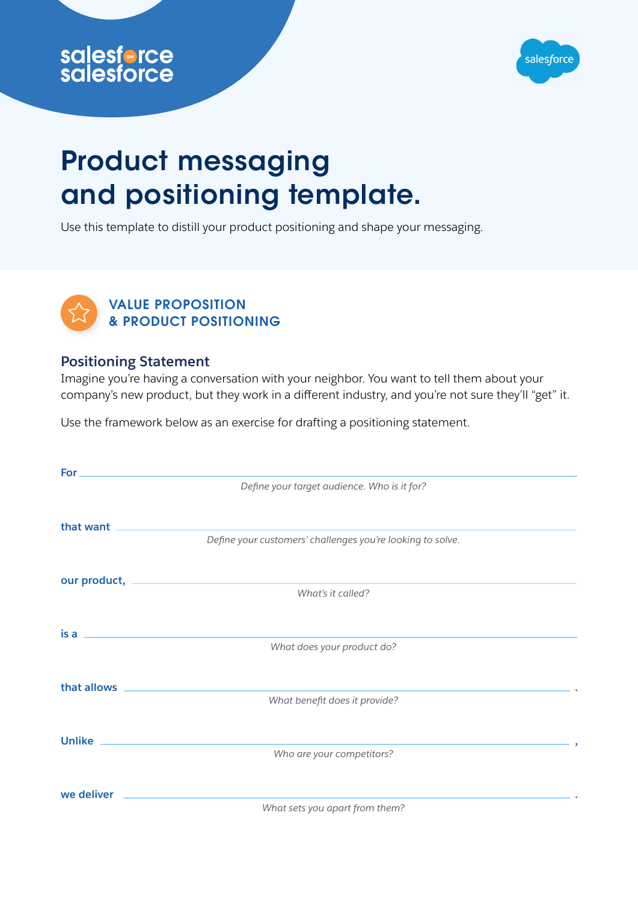salesforce on salesforce

# Product messaging and positioning template.

Use this template to distill your product positioning and shape your messaging.

## VALUE PROPOSITION & PRODUCT POSITIONING

### Positioning Statement

Imagine you're having a conversation with your neighbor. You want to tell them about your company's new product, but they work in a different industry, and you're not sure they'll "get" it.

Use the framework below as an exercise for drafting a positioning statement.

**For** ______________________________

*Define your target audience. Who is it for?*

**that want** ______________________________

*Define your customers' challenges you're looking to solve.*

**our product,** ______________________________

*What's it called?*

**is a** ______________________________

*What does your product do?*

**that allows** ______________________________ .

*What benefit does it provide?*

**Unlike** ______________________________ ,

*Who are your competitors?*

**we deliver** ______________________________ .

*What sets you apart from them?*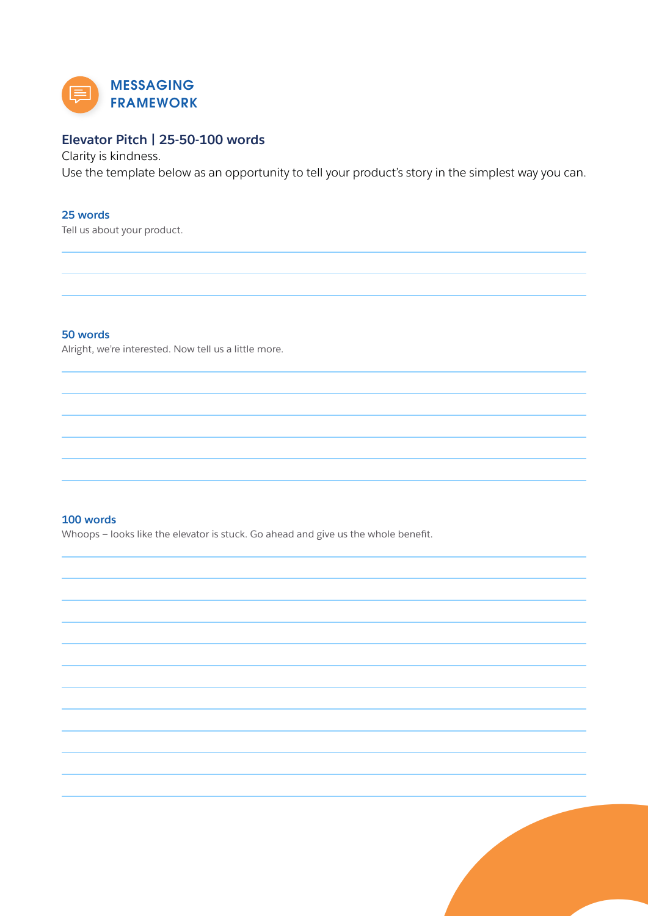## MESSAGING FRAMEWORK

### Elevator Pitch | 25-50-100 words

Clarity is kindness.
Use the template below as an opportunity to tell your product's story in the simplest way you can.

**25 words**

Tell us about your product.

**50 words**

Alright, we're interested. Now tell us a little more.

**100 words**

Whoops – looks like the elevator is stuck. Go ahead and give us the whole benefit.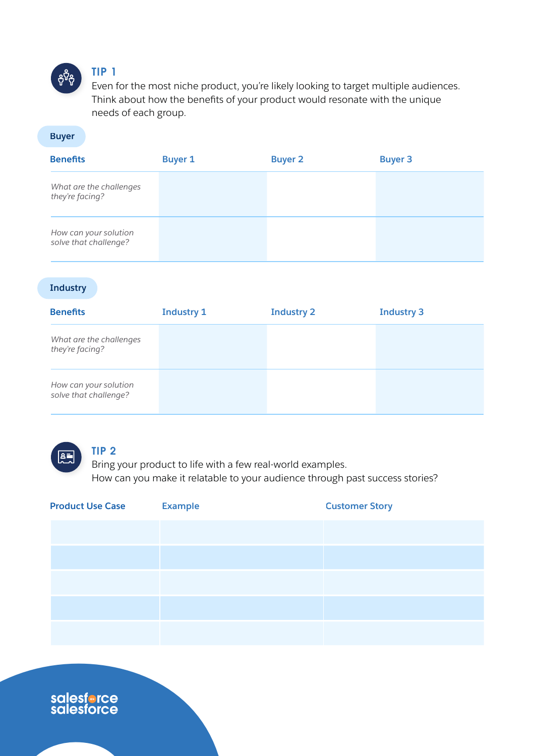## TIP 1

Even for the most niche product, you're likely looking to target multiple audiences. Think about how the benefits of your product would resonate with the unique needs of each group.

### Buyer

| Benefits | Buyer 1 | Buyer 2 | Buyer 3 |
|---|---|---|---|
| *What are the challenges they're facing?* | | | |
| *How can your solution solve that challenge?* | | | |

### Industry

| Benefits | Industry 1 | Industry 2 | Industry 3 |
|---|---|---|---|
| *What are the challenges they're facing?* | | | |
| *How can your solution solve that challenge?* | | | |

## TIP 2

Bring your product to life with a few real-world examples.
How can you make it relatable to your audience through past success stories?

| Product Use Case | Example | Customer Story |
|---|---|---|
| | | |
| | | |
| | | |
| | | |
| | | |

salesforce on salesforce